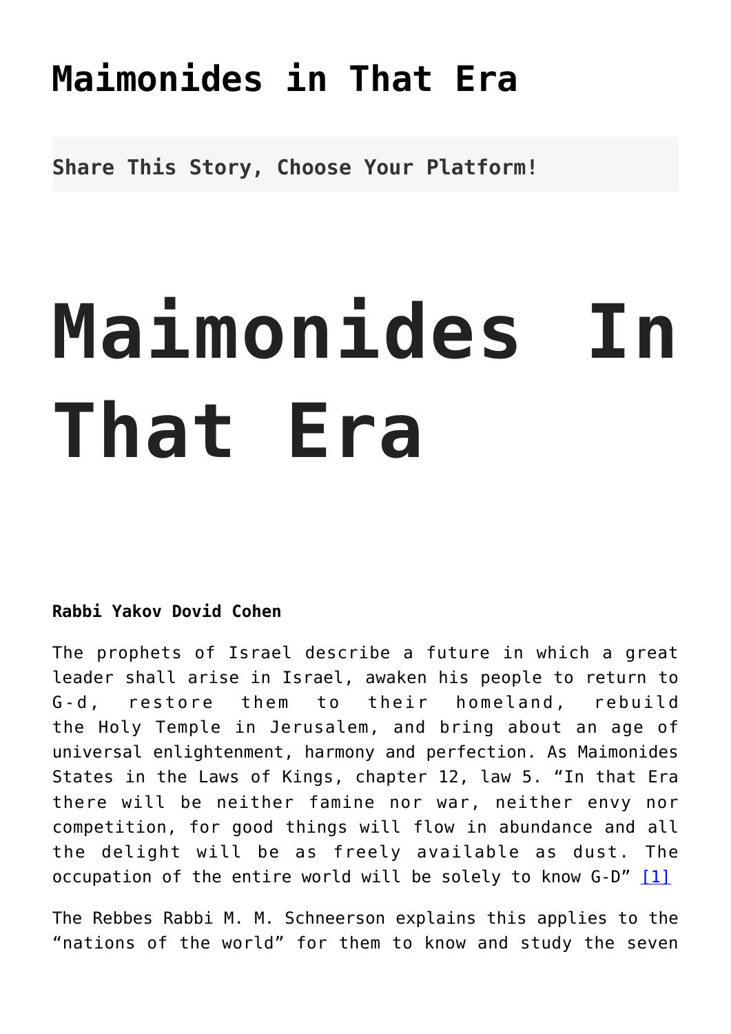# Maimonides in That Era

**Share This Story, Choose Your Platform!**

# Maimonides In That Era

**Rabbi Yakov Dovid Cohen**

The prophets of Israel describe a future in which a great leader shall arise in Israel, awaken his people to return to G-d, restore them to their homeland, rebuild the Holy Temple in Jerusalem, and bring about an age of universal enlightenment, harmony and perfection. As Maimonides States in the Laws of Kings, chapter 12, law 5. “In that Era there will be neither famine nor war, neither envy nor competition, for good things will flow in abundance and all the delight will be as freely available as dust. The occupation of the entire world will be solely to know G-D” [1]

The Rebbes Rabbi M. M. Schneerson explains this applies to the “nations of the world” for them to know and study the seven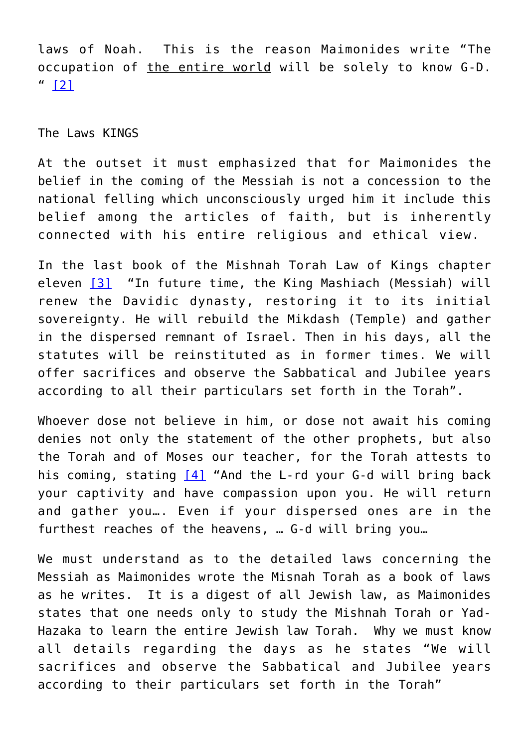laws of Noah. This is the reason Maimonides write "The occupation of the entire world will be solely to know G-D. " [2]

The Laws KINGS

At the outset it must emphasized that for Maimonides the belief in the coming of the Messiah is not a concession to the national felling which unconsciously urged him it include this belief among the articles of faith, but is inherently connected with his entire religious and ethical view.

In the last book of the Mishnah Torah Law of Kings chapter eleven [3] "In future time, the King Mashiach (Messiah) will renew the Davidic dynasty, restoring it to its initial sovereignty. He will rebuild the Mikdash (Temple) and gather in the dispersed remnant of Israel. Then in his days, all the statutes will be reinstituted as in former times. We will offer sacrifices and observe the Sabbatical and Jubilee years according to all their particulars set forth in the Torah".

Whoever dose not believe in him, or dose not await his coming denies not only the statement of the other prophets, but also the Torah and of Moses our teacher, for the Torah attests to his coming, stating [4] "And the L-rd your G-d will bring back your captivity and have compassion upon you. He will return and gather you…. Even if your dispersed ones are in the furthest reaches of the heavens, … G-d will bring you…

We must understand as to the detailed laws concerning the Messiah as Maimonides wrote the Misnah Torah as a book of laws as he writes. It is a digest of all Jewish law, as Maimonides states that one needs only to study the Mishnah Torah or Yad-Hazaka to learn the entire Jewish law Torah. Why we must know all details regarding the days as he states "We will sacrifices and observe the Sabbatical and Jubilee years according to their particulars set forth in the Torah"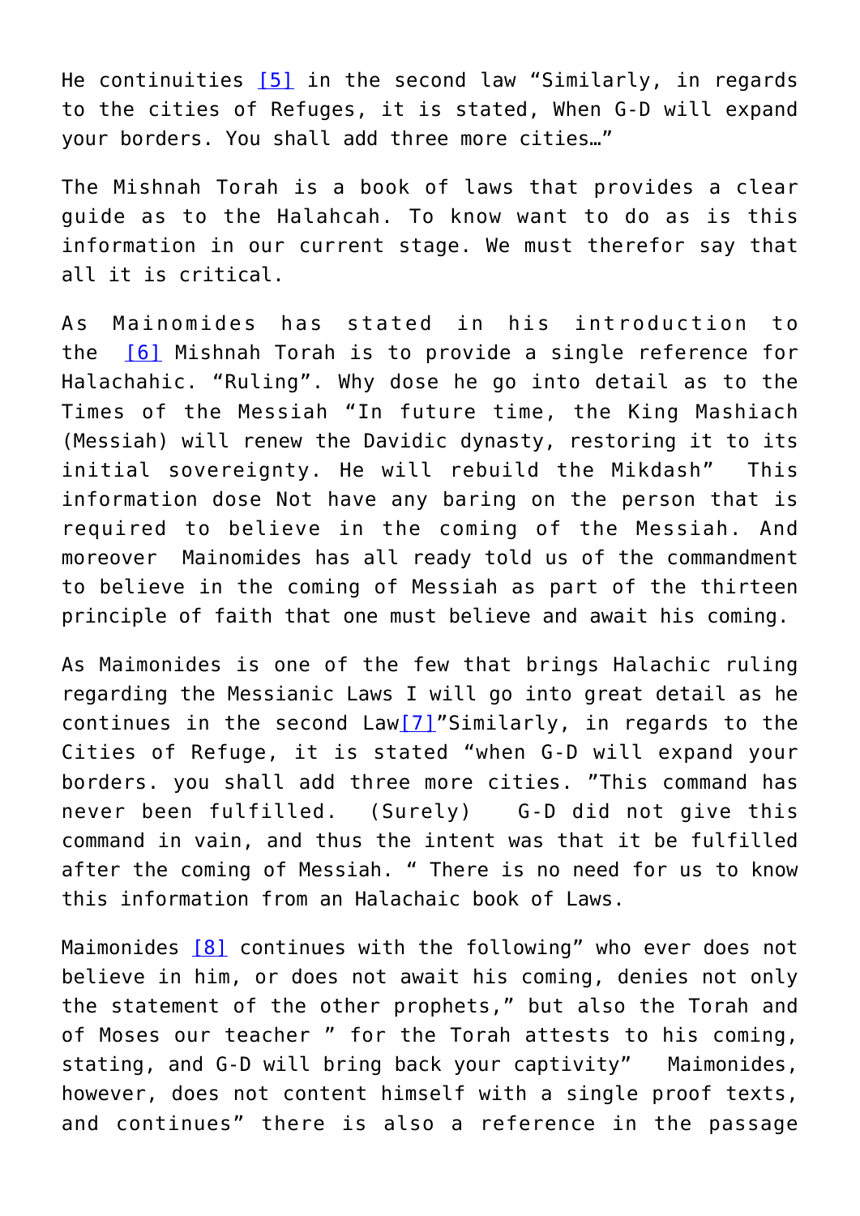He continiuities [5] in the second law "Similarly, in regards to the cities of Refuges, it is stated, When G-D will expand your borders. You shall add three more cities…"

The Mishnah Torah is a book of laws that provides a clear guide as to the Halahcah. To know want to do as is this information in our current stage. We must therefor say that all it is critical.

As Mainomides has stated in his introduction to the [6] Mishnah Torah is to provide a single reference for Halachahic. "Ruling". Why dose he go into detail as to the Times of the Messiah "In future time, the King Mashiach (Messiah) will renew the Davidic dynasty, restoring it to its initial sovereignty. He will rebuild the Mikdash" This information dose Not have any baring on the person that is required to believe in the coming of the Messiah. And moreover Mainomides has all ready told us of the commandment to believe in the coming of Messiah as part of the thirteen principle of faith that one must believe and await his coming.

As Maimonides is one of the few that brings Halachic ruling regarding the Messianic Laws I will go into great detail as he continues in the second Law[7]"Similarly, in regards to the Cities of Refuge, it is stated "when G-D will expand your borders. you shall add three more cities. "This command has never been fulfilled. (Surely) G-D did not give this command in vain, and thus the intent was that it be fulfilled after the coming of Messiah. " There is no need for us to know this information from an Halachaic book of Laws.

Maimonides [8] continues with the following" who ever does not believe in him, or does not await his coming, denies not only the statement of the other prophets," but also the Torah and of Moses our teacher " for the Torah attests to his coming, stating, and G-D will bring back your captivity" Maimonides, however, does not content himself with a single proof texts, and continues" there is also a reference in the passage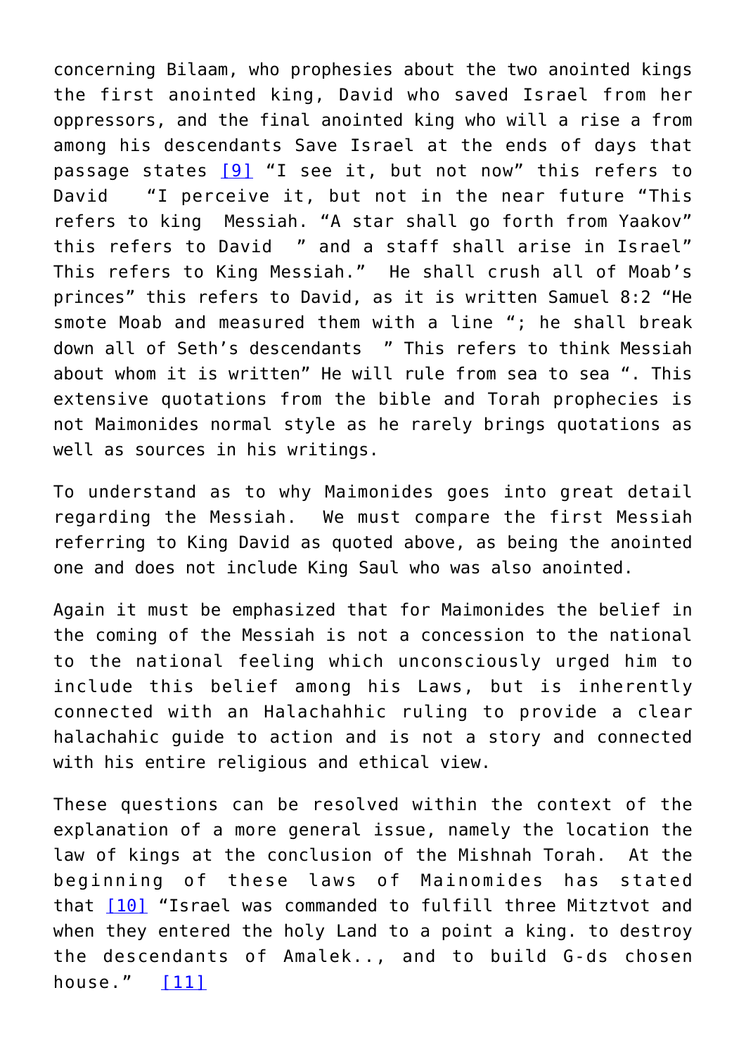concerning Bilaam, who prophesies about the two anointed kings the first anointed king, David who saved Israel from her oppressors, and the final anointed king who will a rise a from among his descendants Save Israel at the ends of days that passage states [9] "I see it, but not now" this refers to David "I perceive it, but not in the near future "This refers to king Messiah. "A star shall go forth from Yaakov" this refers to David " and a staff shall arise in Israel" This refers to King Messiah." He shall crush all of Moab's princes" this refers to David, as it is written Samuel 8:2 "He smote Moab and measured them with a line "; he shall break down all of Seth's descendants " This refers to think Messiah about whom it is written" He will rule from sea to sea ". This extensive quotations from the bible and Torah prophecies is not Maimonides normal style as he rarely brings quotations as well as sources in his writings.

To understand as to why Maimonides goes into great detail regarding the Messiah. We must compare the first Messiah referring to King David as quoted above, as being the anointed one and does not include King Saul who was also anointed.

Again it must be emphasized that for Maimonides the belief in the coming of the Messiah is not a concession to the national to the national feeling which unconsciously urged him to include this belief among his Laws, but is inherently connected with an Halachahhic ruling to provide a clear halachahic guide to action and is not a story and connected with his entire religious and ethical view.

These questions can be resolved within the context of the explanation of a more general issue, namely the location the law of kings at the conclusion of the Mishnah Torah. At the beginning of these laws of Mainomides has stated that [10] "Israel was commanded to fulfill three Mitztvot and when they entered the holy Land to a point a king. to destroy the descendants of Amalek.., and to build G-ds chosen house." [11]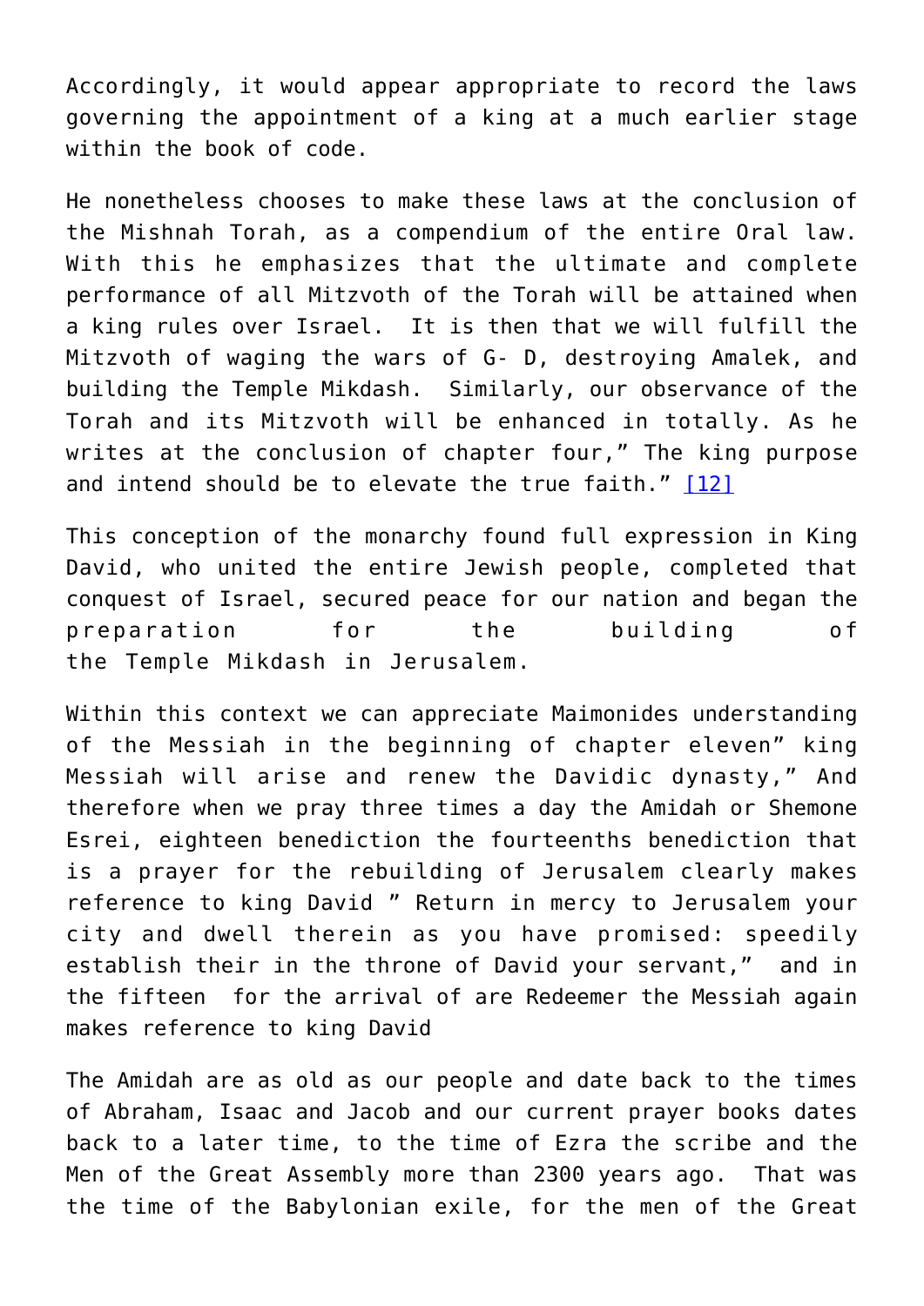Accordingly, it would appear appropriate to record the laws governing the appointment of a king at a much earlier stage within the book of code.

He nonetheless chooses to make these laws at the conclusion of the Mishnah Torah, as a compendium of the entire Oral law. With this he emphasizes that the ultimate and complete performance of all Mitzvoth of the Torah will be attained when a king rules over Israel. It is then that we will fulfill the Mitzvoth of waging the wars of G- D, destroying Amalek, and building the Temple Mikdash. Similarly, our observance of the Torah and its Mitzvoth will be enhanced in totally. As he writes at the conclusion of chapter four," The king purpose and intend should be to elevate the true faith." [12]

This conception of the monarchy found full expression in King David, who united the entire Jewish people, completed that conquest of Israel, secured peace for our nation and began the preparation for the building of the Temple Mikdash in Jerusalem.

Within this context we can appreciate Maimonides understanding of the Messiah in the beginning of chapter eleven" king Messiah will arise and renew the Davidic dynasty," And therefore when we pray three times a day the Amidah or Shemone Esrei, eighteen benediction the fourteenths benediction that is a prayer for the rebuilding of Jerusalem clearly makes reference to king David " Return in mercy to Jerusalem your city and dwell therein as you have promised: speedily establish their in the throne of David your servant," and in the fifteen for the arrival of are Redeemer the Messiah again makes reference to king David

The Amidah are as old as our people and date back to the times of Abraham, Isaac and Jacob and our current prayer books dates back to a later time, to the time of Ezra the scribe and the Men of the Great Assembly more than 2300 years ago. That was the time of the Babylonian exile, for the men of the Great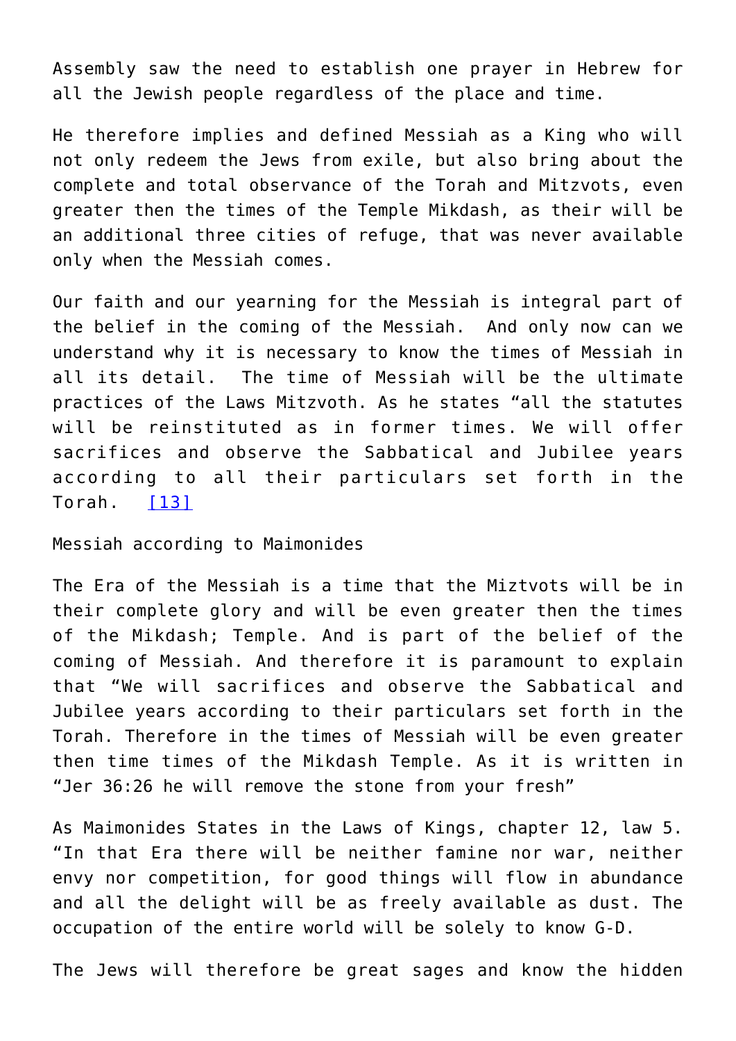Assembly saw the need to establish one prayer in Hebrew for all the Jewish people regardless of the place and time.

He therefore implies and defined Messiah as a King who will not only redeem the Jews from exile, but also bring about the complete and total observance of the Torah and Mitzvots, even greater then the times of the Temple Mikdash, as their will be an additional three cities of refuge, that was never available only when the Messiah comes.

Our faith and our yearning for the Messiah is integral part of the belief in the coming of the Messiah. And only now can we understand why it is necessary to know the times of Messiah in all its detail. The time of Messiah will be the ultimate practices of the Laws Mitzvoth. As he states "all the statutes will be reinstituted as in former times. We will offer sacrifices and observe the Sabbatical and Jubilee years according to all their particulars set forth in the Torah. [13]

Messiah according to Maimonides

The Era of the Messiah is a time that the Miztvots will be in their complete glory and will be even greater then the times of the Mikdash; Temple. And is part of the belief of the coming of Messiah. And therefore it is paramount to explain that "We will sacrifices and observe the Sabbatical and Jubilee years according to their particulars set forth in the Torah. Therefore in the times of Messiah will be even greater then time times of the Mikdash Temple. As it is written in "Jer 36:26 he will remove the stone from your fresh"

As Maimonides States in the Laws of Kings, chapter 12, law 5. "In that Era there will be neither famine nor war, neither envy nor competition, for good things will flow in abundance and all the delight will be as freely available as dust. The occupation of the entire world will be solely to know G-D.

The Jews will therefore be great sages and know the hidden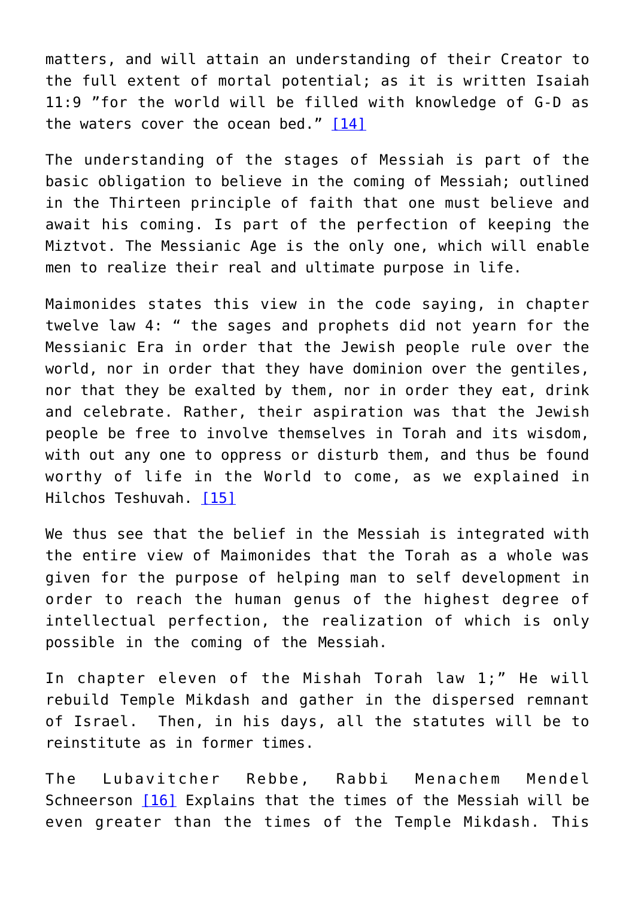matters, and will attain an understanding of their Creator to the full extent of mortal potential; as it is written Isaiah 11:9 "for the world will be filled with knowledge of G-D as the waters cover the ocean bed." [14]

The understanding of the stages of Messiah is part of the basic obligation to believe in the coming of Messiah; outlined in the Thirteen principle of faith that one must believe and await his coming. Is part of the perfection of keeping the Miztvot. The Messianic Age is the only one, which will enable men to realize their real and ultimate purpose in life.

Maimonides states this view in the code saying, in chapter twelve law 4: " the sages and prophets did not yearn for the Messianic Era in order that the Jewish people rule over the world, nor in order that they have dominion over the gentiles, nor that they be exalted by them, nor in order they eat, drink and celebrate. Rather, their aspiration was that the Jewish people be free to involve themselves in Torah and its wisdom, with out any one to oppress or disturb them, and thus be found worthy of life in the World to come, as we explained in Hilchos Teshuvah. [15]

We thus see that the belief in the Messiah is integrated with the entire view of Maimonides that the Torah as a whole was given for the purpose of helping man to self development in order to reach the human genus of the highest degree of intellectual perfection, the realization of which is only possible in the coming of the Messiah.

In chapter eleven of the Mishah Torah law 1;" He will rebuild Temple Mikdash and gather in the dispersed remnant of Israel. Then, in his days, all the statutes will be to reinstitute as in former times.

The Lubavitcher Rebbe, Rabbi Menachem Mendel Schneerson [16] Explains that the times of the Messiah will be even greater than the times of the Temple Mikdash. This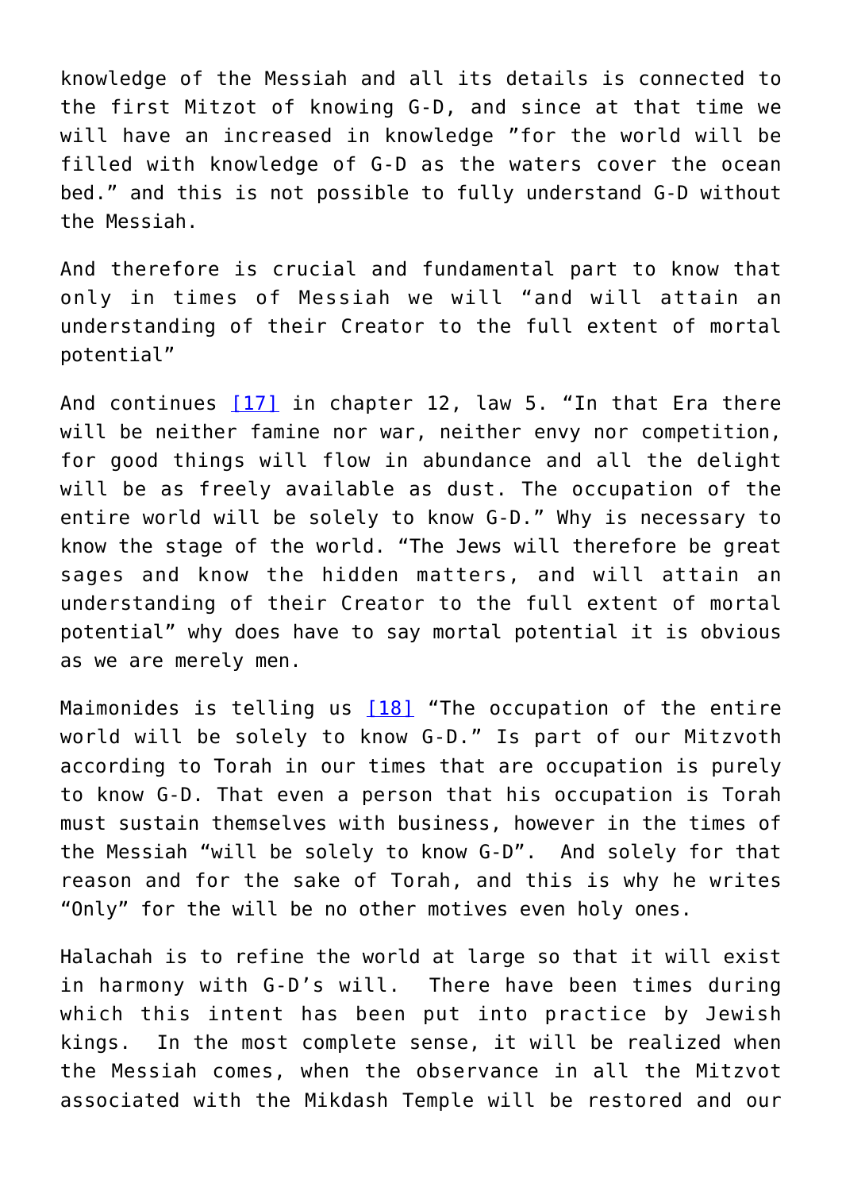knowledge of the Messiah and all its details is connected to the first Mitzot of knowing G-D, and since at that time we will have an increased in knowledge ”for the world will be filled with knowledge of G-D as the waters cover the ocean bed.” and this is not possible to fully understand G-D without the Messiah.

And therefore is crucial and fundamental part to know that only in times of Messiah we will “and will attain an understanding of their Creator to the full extent of mortal potential”

And continues [17] in chapter 12, law 5. “In that Era there will be neither famine nor war, neither envy nor competition, for good things will flow in abundance and all the delight will be as freely available as dust. The occupation of the entire world will be solely to know G-D.” Why is necessary to know the stage of the world. “The Jews will therefore be great sages and know the hidden matters, and will attain an understanding of their Creator to the full extent of mortal potential” why does have to say mortal potential it is obvious as we are merely men.

Maimonides is telling us [18] “The occupation of the entire world will be solely to know G-D.” Is part of our Mitzvoth according to Torah in our times that are occupation is purely to know G-D. That even a person that his occupation is Torah must sustain themselves with business, however in the times of the Messiah “will be solely to know G-D”. And solely for that reason and for the sake of Torah, and this is why he writes “Only” for the will be no other motives even holy ones.

Halachah is to refine the world at large so that it will exist in harmony with G-D’s will. There have been times during which this intent has been put into practice by Jewish kings. In the most complete sense, it will be realized when the Messiah comes, when the observance in all the Mitzvot associated with the Mikdash Temple will be restored and our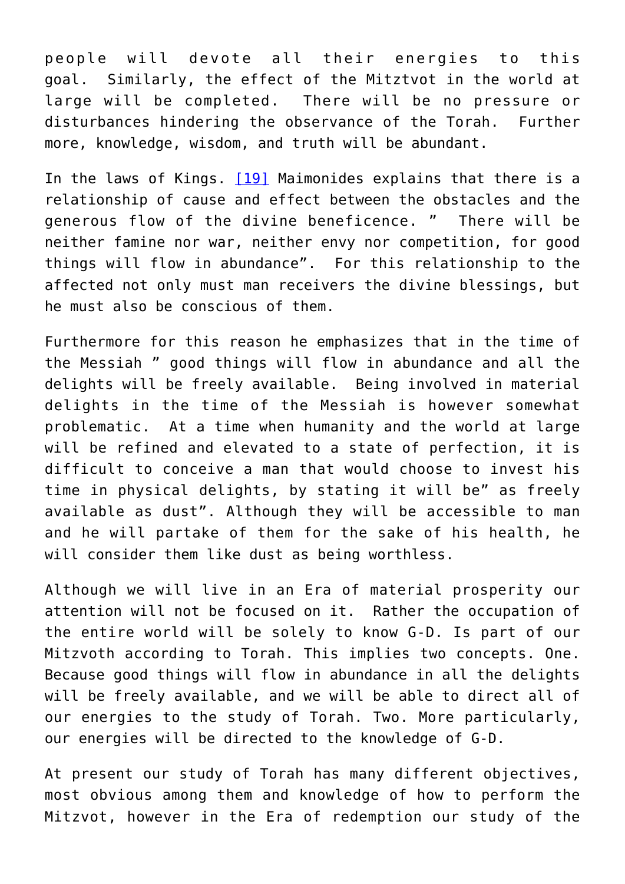people will devote all their energies to this goal. Similarly, the effect of the Mitztvot in the world at large will be completed. There will be no pressure or disturbances hindering the observance of the Torah. Further more, knowledge, wisdom, and truth will be abundant.

In the laws of Kings. [19] Maimonides explains that there is a relationship of cause and effect between the obstacles and the generous flow of the divine beneficence. " There will be neither famine nor war, neither envy nor competition, for good things will flow in abundance". For this relationship to the affected not only must man receivers the divine blessings, but he must also be conscious of them.

Furthermore for this reason he emphasizes that in the time of the Messiah " good things will flow in abundance and all the delights will be freely available. Being involved in material delights in the time of the Messiah is however somewhat problematic. At a time when humanity and the world at large will be refined and elevated to a state of perfection, it is difficult to conceive a man that would choose to invest his time in physical delights, by stating it will be" as freely available as dust". Although they will be accessible to man and he will partake of them for the sake of his health, he will consider them like dust as being worthless.

Although we will live in an Era of material prosperity our attention will not be focused on it. Rather the occupation of the entire world will be solely to know G-D. Is part of our Mitzvoth according to Torah. This implies two concepts. One. Because good things will flow in abundance in all the delights will be freely available, and we will be able to direct all of our energies to the study of Torah. Two. More particularly, our energies will be directed to the knowledge of G-D.

At present our study of Torah has many different objectives, most obvious among them and knowledge of how to perform the Mitzvot, however in the Era of redemption our study of the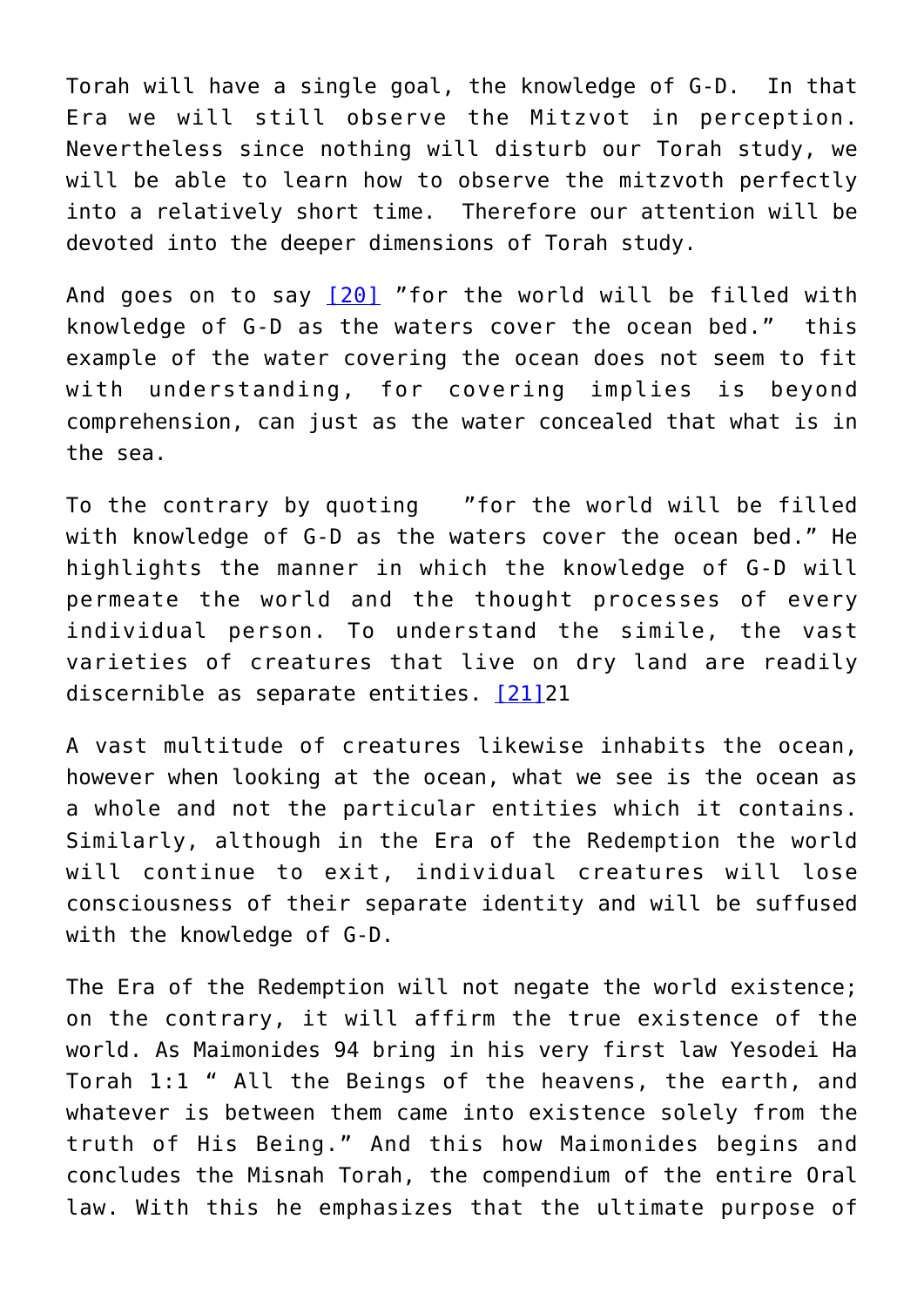Torah will have a single goal, the knowledge of G-D. In that Era we will still observe the Mitzvot in perception. Nevertheless since nothing will disturb our Torah study, we will be able to learn how to observe the mitzvoth perfectly into a relatively short time. Therefore our attention will be devoted into the deeper dimensions of Torah study.

And goes on to say [20] "for the world will be filled with knowledge of G-D as the waters cover the ocean bed." this example of the water covering the ocean does not seem to fit with understanding, for covering implies is beyond comprehension, can just as the water concealed that what is in the sea.

To the contrary by quoting "for the world will be filled with knowledge of G-D as the waters cover the ocean bed." He highlights the manner in which the knowledge of G-D will permeate the world and the thought processes of every individual person. To understand the simile, the vast varieties of creatures that live on dry land are readily discernible as separate entities. [21]21

A vast multitude of creatures likewise inhabits the ocean, however when looking at the ocean, what we see is the ocean as a whole and not the particular entities which it contains. Similarly, although in the Era of the Redemption the world will continue to exit, individual creatures will lose consciousness of their separate identity and will be suffused with the knowledge of G-D.

The Era of the Redemption will not negate the world existence; on the contrary, it will affirm the true existence of the world. As Maimonides 94 bring in his very first law Yesodei Ha Torah 1:1 " All the Beings of the heavens, the earth, and whatever is between them came into existence solely from the truth of His Being." And this how Maimonides begins and concludes the Misnah Torah, the compendium of the entire Oral law. With this he emphasizes that the ultimate purpose of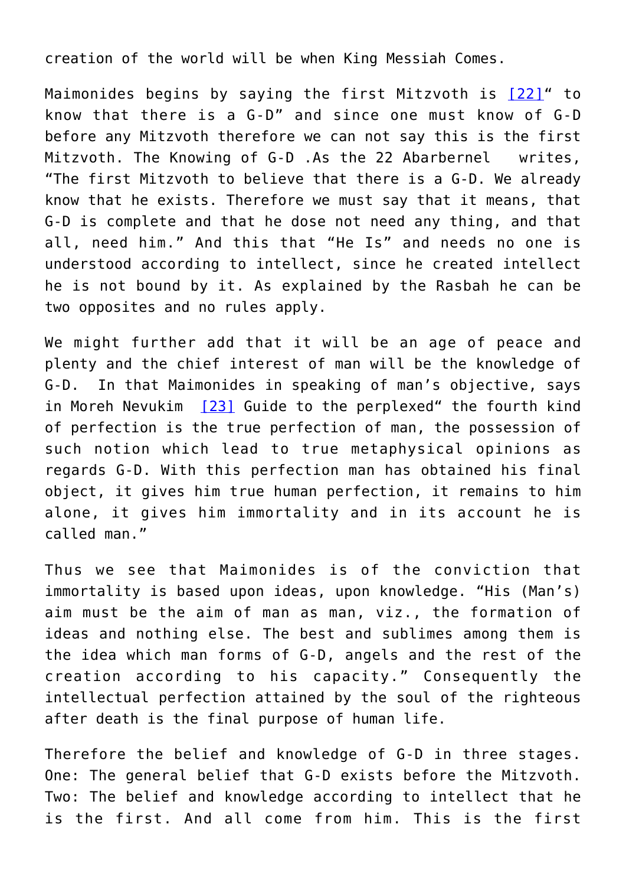creation of the world will be when King Messiah Comes.

Maimonides begins by saying the first Mitzvoth is [22]" to know that there is a G-D" and since one must know of G-D before any Mitzvoth therefore we can not say this is the first Mitzvoth. The Knowing of G-D .As the 22 Abarbernel writes, "The first Mitzvoth to believe that there is a G-D. We already know that he exists. Therefore we must say that it means, that G-D is complete and that he dose not need any thing, and that all, need him." And this that "He Is" and needs no one is understood according to intellect, since he created intellect he is not bound by it. As explained by the Rasbah he can be two opposites and no rules apply.

We might further add that it will be an age of peace and plenty and the chief interest of man will be the knowledge of G-D. In that Maimonides in speaking of man's objective, says in Moreh Nevukim [23] Guide to the perplexed" the fourth kind of perfection is the true perfection of man, the possession of such notion which lead to true metaphysical opinions as regards G-D. With this perfection man has obtained his final object, it gives him true human perfection, it remains to him alone, it gives him immortality and in its account he is called man."

Thus we see that Maimonides is of the conviction that immortality is based upon ideas, upon knowledge. "His (Man's) aim must be the aim of man as man, viz., the formation of ideas and nothing else. The best and sublimes among them is the idea which man forms of G-D, angels and the rest of the creation according to his capacity." Consequently the intellectual perfection attained by the soul of the righteous after death is the final purpose of human life.

Therefore the belief and knowledge of G-D in three stages. One: The general belief that G-D exists before the Mitzvoth. Two: The belief and knowledge according to intellect that he is the first. And all come from him. This is the first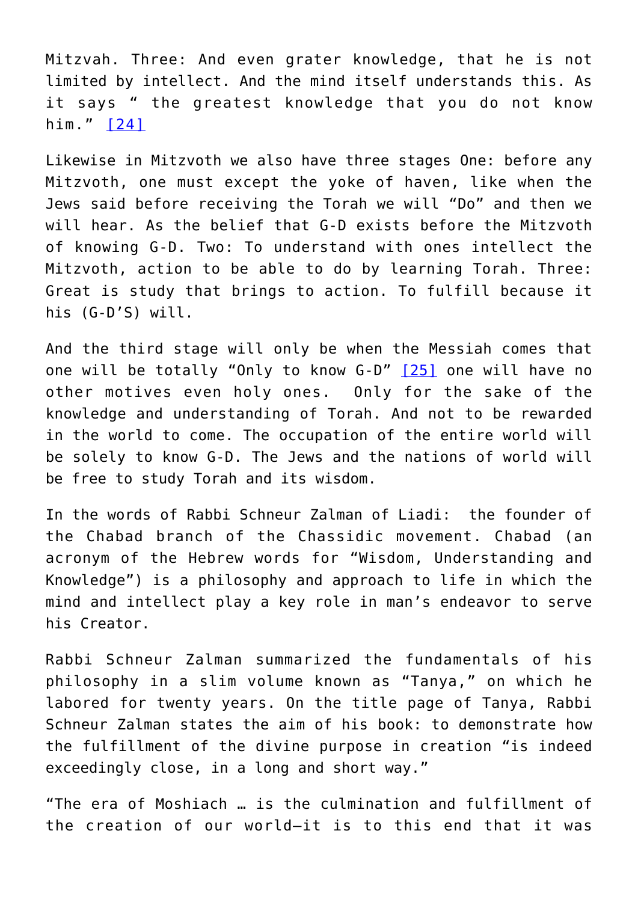Mitzvah. Three: And even grater knowledge, that he is not limited by intellect. And the mind itself understands this. As it says " the greatest knowledge that you do not know him." [24]

Likewise in Mitzvoth we also have three stages One: before any Mitzvoth, one must except the yoke of haven, like when the Jews said before receiving the Torah we will "Do" and then we will hear. As the belief that G-D exists before the Mitzvoth of knowing G-D. Two: To understand with ones intellect the Mitzvoth, action to be able to do by learning Torah. Three: Great is study that brings to action. To fulfill because it his (G-D'S) will.

And the third stage will only be when the Messiah comes that one will be totally "Only to know G-D" [25] one will have no other motives even holy ones. Only for the sake of the knowledge and understanding of Torah. And not to be rewarded in the world to come. The occupation of the entire world will be solely to know G-D. The Jews and the nations of world will be free to study Torah and its wisdom.

In the words of Rabbi Schneur Zalman of Liadi: the founder of the Chabad branch of the Chassidic movement. Chabad (an acronym of the Hebrew words for "Wisdom, Understanding and Knowledge") is a philosophy and approach to life in which the mind and intellect play a key role in man's endeavor to serve his Creator.

Rabbi Schneur Zalman summarized the fundamentals of his philosophy in a slim volume known as "Tanya," on which he labored for twenty years. On the title page of Tanya, Rabbi Schneur Zalman states the aim of his book: to demonstrate how the fulfillment of the divine purpose in creation "is indeed exceedingly close, in a long and short way."

"The era of Moshiach … is the culmination and fulfillment of the creation of our world—it is to this end that it was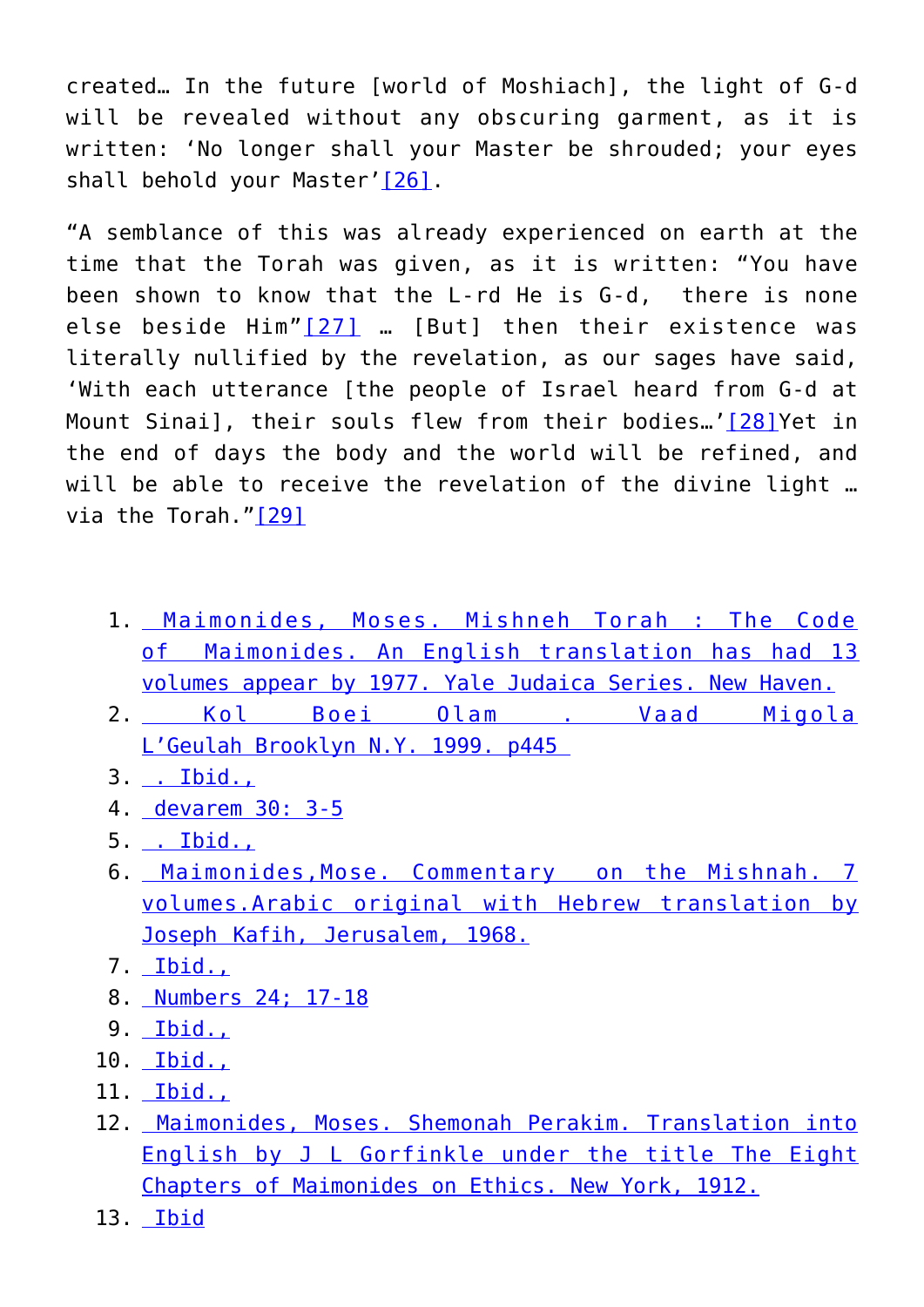created… In the future [world of Moshiach], the light of G-d will be revealed without any obscuring garment, as it is written: 'No longer shall your Master be shrouded; your eyes shall behold your Master'[26].

"A semblance of this was already experienced on earth at the time that the Torah was given, as it is written: "You have been shown to know that the L-rd He is G-d, there is none else beside Him"[27] … [But] then their existence was literally nullified by the revelation, as our sages have said, 'With each utterance [the people of Israel heard from G-d at Mount Sinai], their souls flew from their bodies…'[28]Yet in the end of days the body and the world will be refined, and will be able to receive the revelation of the divine light … via the Torah."[29]

1. Maimonides, Moses. Mishneh Torah : The Code of Maimonides. An English translation has had 13 volumes appear by 1977. Yale Judaica Series. New Haven.
2. Kol Boei Olam . Vaad Migola L'Geulah Brooklyn N.Y. 1999. p445
3. . Ibid.,
4. devarem 30: 3-5
5. . Ibid.,
6. Maimonides,Mose. Commentary on the Mishnah. 7 volumes.Arabic original with Hebrew translation by Joseph Kafih, Jerusalem, 1968.
7. Ibid.,
8. Numbers 24; 17-18
9. Ibid.,
10. Ibid.,
11. Ibid.,
12. Maimonides, Moses. Shemonah Perakim. Translation into English by J L Gorfinkle under the title The Eight Chapters of Maimonides on Ethics. New York, 1912.
13. Ibid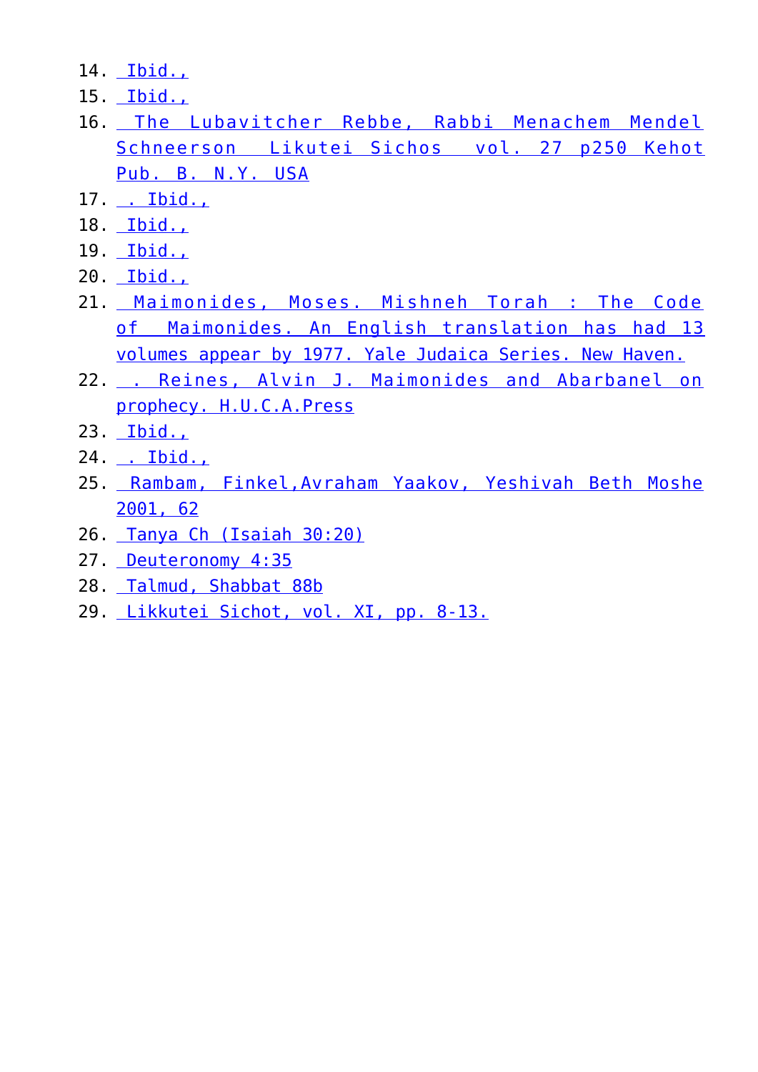14. Ibid.,
15. Ibid.,
16. The Lubavitcher Rebbe, Rabbi Menachem Mendel Schneerson Likutei Sichos vol. 27 p250 Kehot Pub. B. N.Y. USA
17. . Ibid.,
18. Ibid.,
19. Ibid.,
20. Ibid.,
21. Maimonides, Moses. Mishneh Torah : The Code of Maimonides. An English translation has had 13 volumes appear by 1977. Yale Judaica Series. New Haven.
22. . Reines, Alvin J. Maimonides and Abarbanel on prophecy. H.U.C.A.Press
23. Ibid.,
24. . Ibid.,
25. Rambam, Finkel,Avraham Yaakov, Yeshivah Beth Moshe 2001, 62
26. Tanya Ch (Isaiah 30:20)
27. Deuteronomy 4:35
28. Talmud, Shabbat 88b
29. Likkutei Sichot, vol. XI, pp. 8-13.